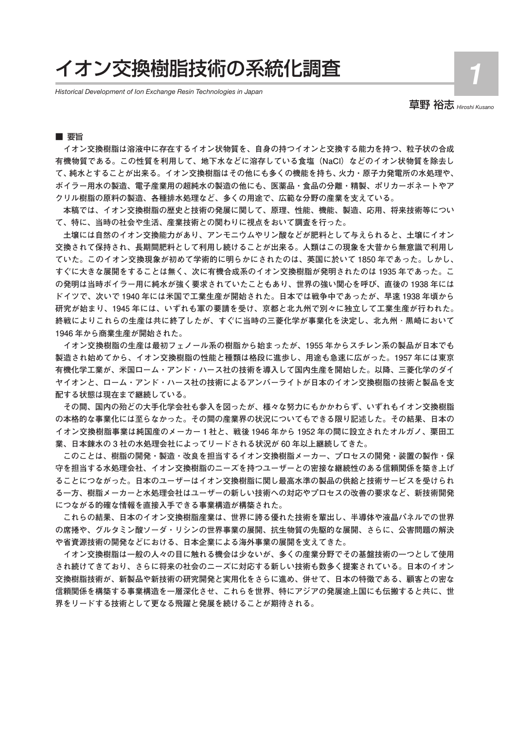# イオン交換樹脂技術の系統化調査

*Historical Development of Ion Exchange Resin Technologies in Japan*

**草野 裕志** *Hiroshi Kusano*

## ■ 要旨

イオン交換樹脂は溶液中に存在するイオン状物質を、自身の持つイオンと交換する能力を持つ、粒子状の合成有機物質である。この性質を利用して、地下水などに溶存している食塩（NaCl）などのイオン状物質を除去して、純水とすることが出来る。イオン交換樹脂はその他にも多くの機能を持ち、火力・原子力発電所の水処理や、ボイラー用水の製造、電子産業用の超純水の製造の他にも、医薬品・食品の分離・精製、ポリカーボネートやアクリル樹脂の原料の製造、各種排水処理など、多くの用途で、広範な分野の産業を支えている。

本稿では、イオン交換樹脂の歴史と技術の発展に関して、原理、性能、機能、製造、応用、将来技術等について、特に、当時の社会や生活、産業技術との関わりに視点をおいて調査を行った。

土壌には自然のイオン交換能力があり、アンモニウムやリン酸などが肥料として与えられると、土壌にイオン交換されて保持され、長期間肥料として利用し続けることが出来る。人類はこの現象を大昔から無意識で利用していた。このイオン交換現象が初めて学術的に明らかにされたのは、英国に於いて 1850 年であった。しかし、すぐに大きな展開をすることは無く、次に有機合成系のイオン交換樹脂が発明されたのは 1935 年であった。この発明は当時ボイラー用に純水が強く要求されていたこともあり、世界の強い関心を呼び、直後の 1938 年にはドイツで、次いで 1940 年には米国で工業生産が開始された。日本では戦争中であったが、早速 1938 年頃から研究が始まり、1945 年には、いずれも軍の要請を受け、京都と北九州で別々に独立して工業生産が行われた。終戦によりこれらの生産は共に終了したが、すぐに当時の三菱化学が事業化を決定し、北九州・黒崎において 1946 年から商業生産が開始された。

イオン交換樹脂の生産は最初フェノール系の樹脂から始まったが、1955 年からスチレン系の製品が日本でも製造され始めてから、イオン交換樹脂の性能と種類は格段に進歩し、用途も急速に広がった。1957 年には東京有機化学工業が、米国ローム・アンド・ハース社の技術を導入して国内生産を開始した。以降、三菱化学のダイヤイオンと、ローム・アンド・ハース社の技術によるアンバーライトが日本のイオン交換樹脂の技術と製品を支配する状態は現在まで継続している。

その間、国内の殆どの大手化学会社も参入を図ったが、様々な努力にもかかわらず、いずれもイオン交換樹脂の本格的な事業化には至らなかった。その間の産業界の状況についてもできる限り記述した。その結果、日本のイオン交換樹脂事業は純国産のメーカー 1 社と、戦後 1946 年から 1952 年の間に設立されたオルガノ、栗田工業、日本錬水の 3 社の水処理会社によってリードされる状況が 60 年以上継続してきた。

このことは、樹脂の開発・製造・改良を担当するイオン交換樹脂メーカー、プロセスの開発・装置の製作・保守を担当する水処理会社、イオン交換樹脂のニーズを持つユーザーとの密接な継続性のある信頼関係を築き上げることにつながった。日本のユーザーはイオン交換樹脂に関し最高水準の製品の供給と技術サービスを受けられる一方、樹脂メーカーと水処理会社はユーザーの新しい技術への対応やプロセスの改善の要求など、新技術開発につながる的確な情報を直接入手できる事業構造が構築された。

これらの結果、日本のイオン交換樹脂産業は、世界に誇る優れた技術を輩出し、半導体や液晶パネルでの世界の席捲や、グルタミン酸ソーダ・リシンの世界事業の展開、抗生物質の先駆的な展開、さらに、公害問題の解決や省資源技術の開発などにおける、日本企業による海外事業の展開を支えてきた。

イオン交換樹脂は一般の人々の目に触れる機会は少ないが、多くの産業分野でその基盤技術の一つとして使用され続けてきており、さらに将来の社会のニーズに対応する新しい技術も数多く提案されている。日本のイオン交換樹脂技術が、新製品や新技術の研究開発と実用化をさらに進め、併せて、日本の特徴である、顧客との密な信頼関係を構築する事業構造を一層深化させ、これらを世界、特にアジアの発展途上国にも伝搬すると共に、世界をリードする技術として更なる飛躍と発展を続けることが期待される。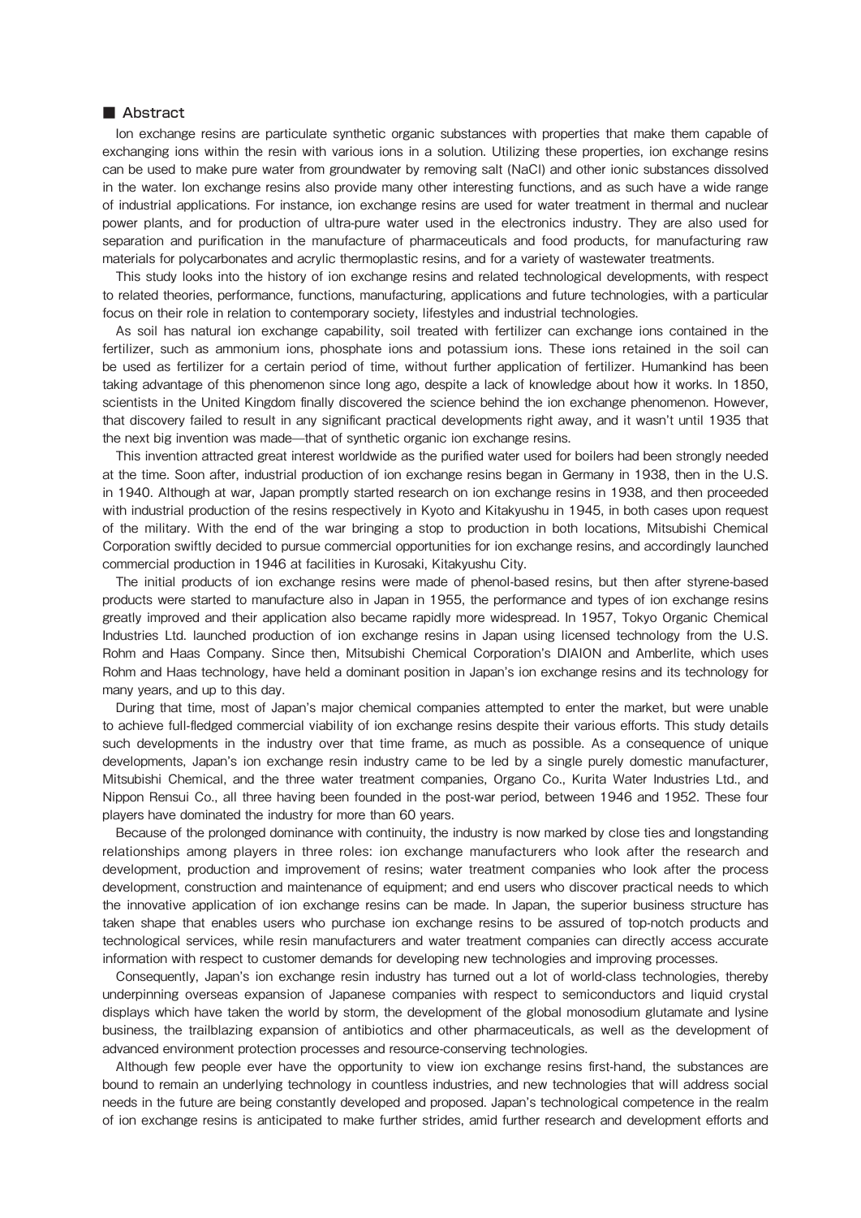## ■ Abstract

Ion exchange resins are particulate synthetic organic substances with properties that make them capable of exchanging ions within the resin with various ions in a solution. Utilizing these properties, ion exchange resins can be used to make pure water from groundwater by removing salt (NaCl) and other ionic substances dissolved in the water. Ion exchange resins also provide many other interesting functions, and as such have a wide range of industrial applications. For instance, ion exchange resins are used for water treatment in thermal and nuclear power plants, and for production of ultra-pure water used in the electronics industry. They are also used for separation and purification in the manufacture of pharmaceuticals and food products, for manufacturing raw materials for polycarbonates and acrylic thermoplastic resins, and for a variety of wastewater treatments.

This study looks into the history of ion exchange resins and related technological developments, with respect to related theories, performance, functions, manufacturing, applications and future technologies, with a particular focus on their role in relation to contemporary society, lifestyles and industrial technologies.

As soil has natural ion exchange capability, soil treated with fertilizer can exchange ions contained in the fertilizer, such as ammonium ions, phosphate ions and potassium ions. These ions retained in the soil can be used as fertilizer for a certain period of time, without further application of fertilizer. Humankind has been taking advantage of this phenomenon since long ago, despite a lack of knowledge about how it works. In 1850, scientists in the United Kingdom finally discovered the science behind the ion exchange phenomenon. However, that discovery failed to result in any significant practical developments right away, and it wasn't until 1935 that the next big invention was made—that of synthetic organic ion exchange resins.

This invention attracted great interest worldwide as the purified water used for boilers had been strongly needed at the time. Soon after, industrial production of ion exchange resins began in Germany in 1938, then in the U.S. in 1940. Although at war, Japan promptly started research on ion exchange resins in 1938, and then proceeded with industrial production of the resins respectively in Kyoto and Kitakyushu in 1945, in both cases upon request of the military. With the end of the war bringing a stop to production in both locations, Mitsubishi Chemical Corporation swiftly decided to pursue commercial opportunities for ion exchange resins, and accordingly launched commercial production in 1946 at facilities in Kurosaki, Kitakyushu City.

The initial products of ion exchange resins were made of phenol-based resins, but then after styrene-based products were started to manufacture also in Japan in 1955, the performance and types of ion exchange resins greatly improved and their application also became rapidly more widespread. In 1957, Tokyo Organic Chemical Industries Ltd. launched production of ion exchange resins in Japan using licensed technology from the U.S. Rohm and Haas Company. Since then, Mitsubishi Chemical Corporation's DIAION and Amberlite, which uses Rohm and Haas technology, have held a dominant position in Japan's ion exchange resins and its technology for many years, and up to this day.

During that time, most of Japan's major chemical companies attempted to enter the market, but were unable to achieve full-fledged commercial viability of ion exchange resins despite their various efforts. This study details such developments in the industry over that time frame, as much as possible. As a consequence of unique developments, Japan's ion exchange resin industry came to be led by a single purely domestic manufacturer, Mitsubishi Chemical, and the three water treatment companies, Organo Co., Kurita Water Industries Ltd., and Nippon Rensui Co., all three having been founded in the post-war period, between 1946 and 1952. These four players have dominated the industry for more than 60 years.

Because of the prolonged dominance with continuity, the industry is now marked by close ties and longstanding relationships among players in three roles: ion exchange manufacturers who look after the research and development, production and improvement of resins; water treatment companies who look after the process development, construction and maintenance of equipment; and end users who discover practical needs to which the innovative application of ion exchange resins can be made. In Japan, the superior business structure has taken shape that enables users who purchase ion exchange resins to be assured of top-notch products and technological services, while resin manufacturers and water treatment companies can directly access accurate information with respect to customer demands for developing new technologies and improving processes.

Consequently, Japan's ion exchange resin industry has turned out a lot of world-class technologies, thereby underpinning overseas expansion of Japanese companies with respect to semiconductors and liquid crystal displays which have taken the world by storm, the development of the global monosodium glutamate and lysine business, the trailblazing expansion of antibiotics and other pharmaceuticals, as well as the development of advanced environment protection processes and resource-conserving technologies.

Although few people ever have the opportunity to view ion exchange resins first-hand, the substances are bound to remain an underlying technology in countless industries, and new technologies that will address social needs in the future are being constantly developed and proposed. Japan's technological competence in the realm of ion exchange resins is anticipated to make further strides, amid further research and development efforts and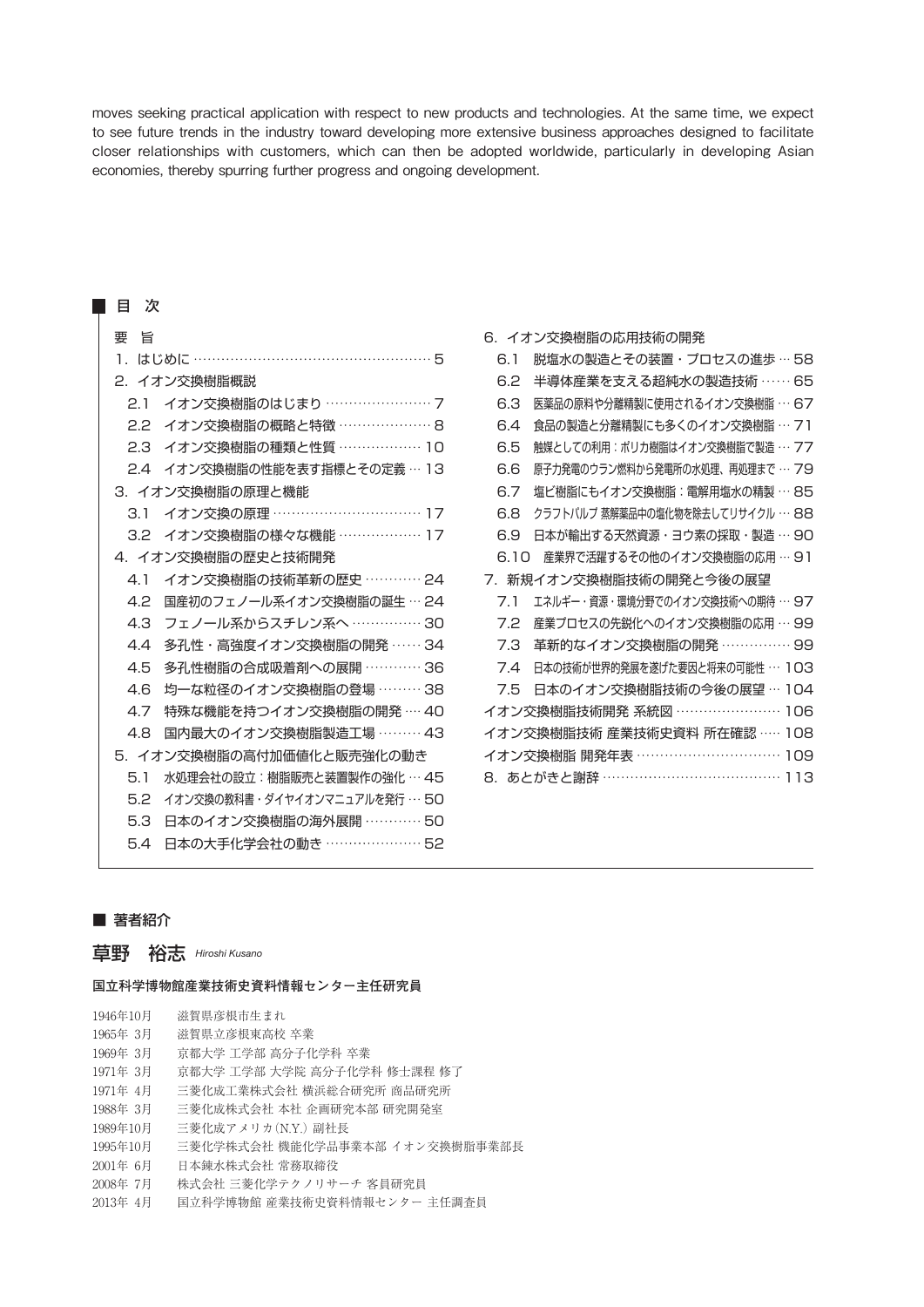moves seeking practical application with respect to new products and technologies. At the same time, we expect to see future trends in the industry toward developing more extensive business approaches designed to facilitate closer relationships with customers, which can then be adopted worldwide, particularly in developing Asian economies, thereby spurring further progress and ongoing development.

## 目　次

要　旨
1．はじめに……………………………………………5
2．イオン交換樹脂概説
　2.1　イオン交換樹脂のはじまり……………………7
　2.2　イオン交換樹脂の概略と特徴…………………8
　2.3　イオン交換樹脂の種類と性質………………10
　2.4　イオン交換樹脂の性能を表す指標とその定義…13
3．イオン交換樹脂の原理と機能
　3.1　イオン交換の原理……………………………17
　3.2　イオン交換樹脂の様々な機能………………17
4．イオン交換樹脂の歴史と技術開発
　4.1　イオン交換樹脂の技術革新の歴史…………24
　4.2　国産初のフェノール系イオン交換樹脂の誕生…24
　4.3　フェノール系からスチレン系へ……………30
　4.4　多孔性・高強度イオン交換樹脂の開発……34
　4.5　多孔性樹脂の合成吸着剤への展開…………36
　4.6　均一な粒径のイオン交換樹脂の登場………38
　4.7　特殊な機能を持つイオン交換樹脂の開発…40
　4.8　国内最大のイオン交換樹脂製造工場………43
5．イオン交換樹脂の高付加価値化と販売強化の動き
　5.1　水処理会社の設立：樹脂販売と装置製作の強化…45
　5.2　イオン交換の教科書・ダイヤイオンマニュアルを発行…50
　5.3　日本のイオン交換樹脂の海外展開…………50
　5.4　日本の大手化学会社の動き…………………52
6．イオン交換樹脂の応用技術の開発
　6.1　脱塩水の製造とその装置・プロセスの進歩…58
　6.2　半導体産業を支える超純水の製造技術……65
　6.3　医薬品の原料や分離精製に使用されるイオン交換樹脂…67
　6.4　食品の製造と分離精製にも多くのイオン交換樹脂…71
　6.5　触媒としての利用：ポリカ樹脂はイオン交換樹脂で製造…77
　6.6　原子力発電のウラン燃料から発電所の水処理、再処理まで…79
　6.7　塩ビ樹脂にもイオン交換樹脂：電解用塩水の精製…85
　6.8　クラフトパルプ 蒸解薬品中の塩化物を除去してリサイクル…88
　6.9　日本が輸出する天然資源・ヨウ素の採取・製造…90
　6.10　産業界で活躍するその他のイオン交換樹脂の応用…91
7．新規イオン交換樹脂技術の開発と今後の展望
　7.1　エネルギー・資源・環境分野でのイオン交換技術への期待…97
　7.2　産業プロセスの先鋭化へのイオン交換樹脂の応用…99
　7.3　革新的なイオン交換樹脂の開発……………99
　7.4　日本の技術が世界的発展を遂げた要因と将来の可能性…103
　7.5　日本のイオン交換樹脂技術の今後の展望…104
イオン交換樹脂技術開発 系統図……………………106
イオン交換樹脂技術 産業技術史資料 所在確認……108
イオン交換樹脂 開発年表……………………………109
8．あとがきと謝辞……………………………………113

## 著者紹介

### 草野　裕志 *Hiroshi Kusano*

**国立科学博物館産業技術史資料情報センター主任研究員**

1946年10月　滋賀県彦根市生まれ
1965年 3月　滋賀県立彦根東高校 卒業
1969年 3月　京都大学 工学部 高分子化学科 卒業
1971年 3月　京都大学 工学部 大学院 高分子化学科 修士課程 修了
1971年 4月　三菱化成工業株式会社 横浜総合研究所 商品研究所
1988年 3月　三菱化成株式会社 本社 企画研究本部 研究開発室
1989年10月　三菱化成アメリカ（N.Y.）副社長
1995年10月　三菱化学株式会社 機能化学品事業本部 イオン交換樹脂事業部長
2001年 6月　日本錬水株式会社 常務取締役
2008年 7月　株式会社 三菱化学テクノリサーチ 客員研究員
2013年 4月　国立科学博物館 産業技術史資料情報センター 主任調査員